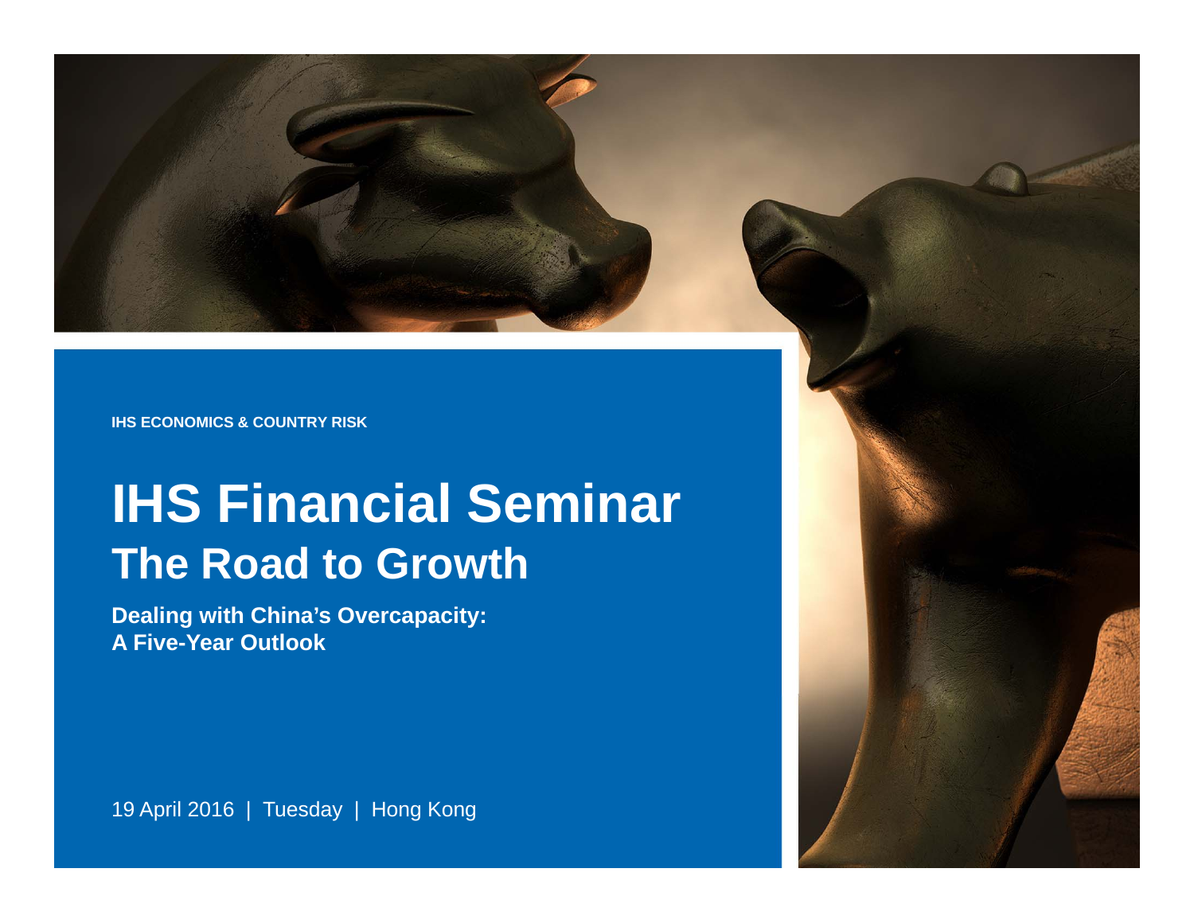IHS ECONOMICS & COUNTRY RISK

# IHS Financial Seminar

## The Road to Growth

**Dealing with China's Overcapacity:**
**A Five-Year Outlook**

19 April 2016 | Tuesday | Hong Kong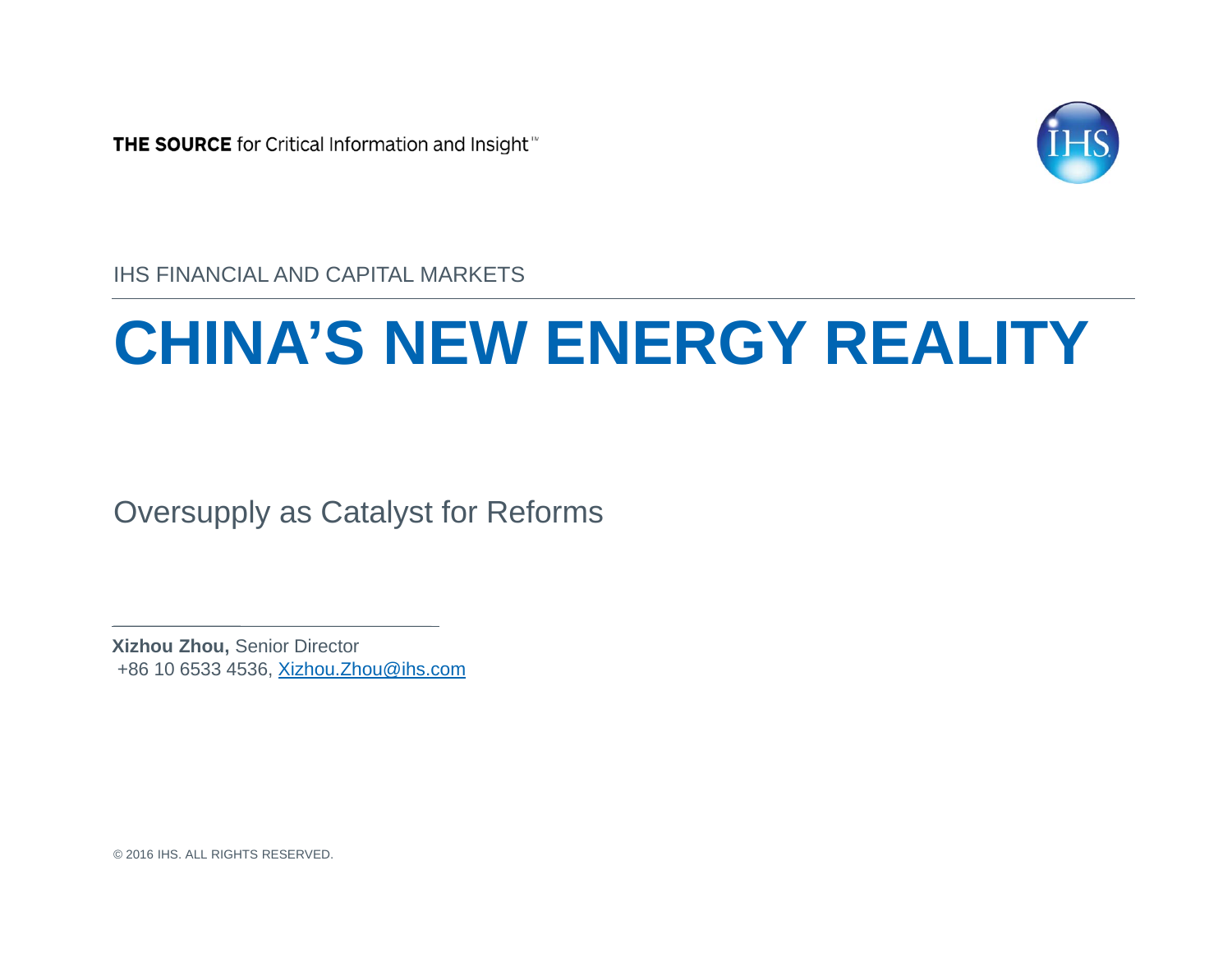THE SOURCE for Critical Information and Insight™

IHS FINANCIAL AND CAPITAL MARKETS

# CHINA'S NEW ENERGY REALITY

Oversupply as Catalyst for Reforms

**Xizhou Zhou,** Senior Director
+86 10 6533 4536, Xizhou.Zhou@ihs.com

© 2016 IHS. ALL RIGHTS RESERVED.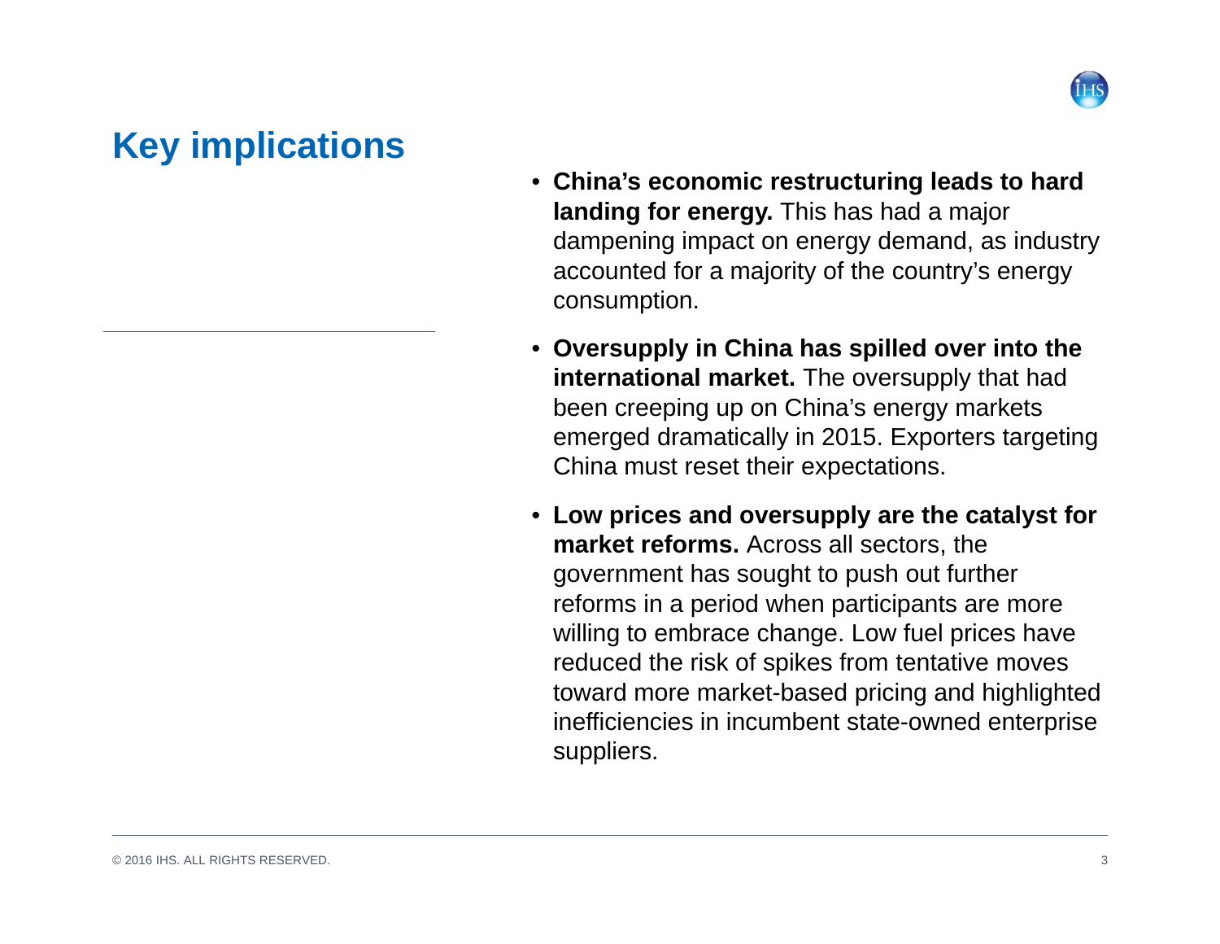# Key implications

- **China's economic restructuring leads to hard landing for energy.** This has had a major dampening impact on energy demand, as industry accounted for a majority of the country's energy consumption.
- **Oversupply in China has spilled over into the international market.** The oversupply that had been creeping up on China's energy markets emerged dramatically in 2015. Exporters targeting China must reset their expectations.
- **Low prices and oversupply are the catalyst for market reforms.** Across all sectors, the government has sought to push out further reforms in a period when participants are more willing to embrace change. Low fuel prices have reduced the risk of spikes from tentative moves toward more market-based pricing and highlighted inefficiencies in incumbent state-owned enterprise suppliers.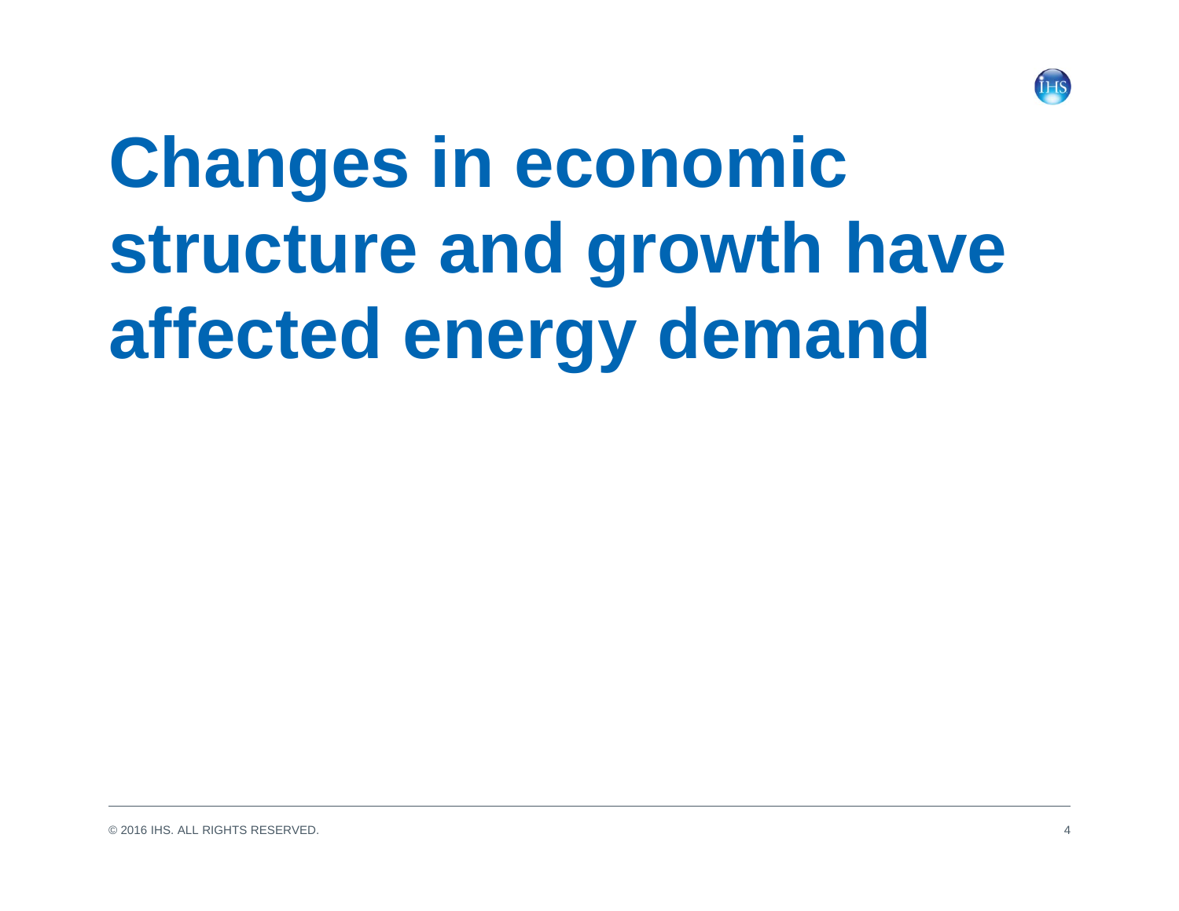# Changes in economic structure and growth have affected energy demand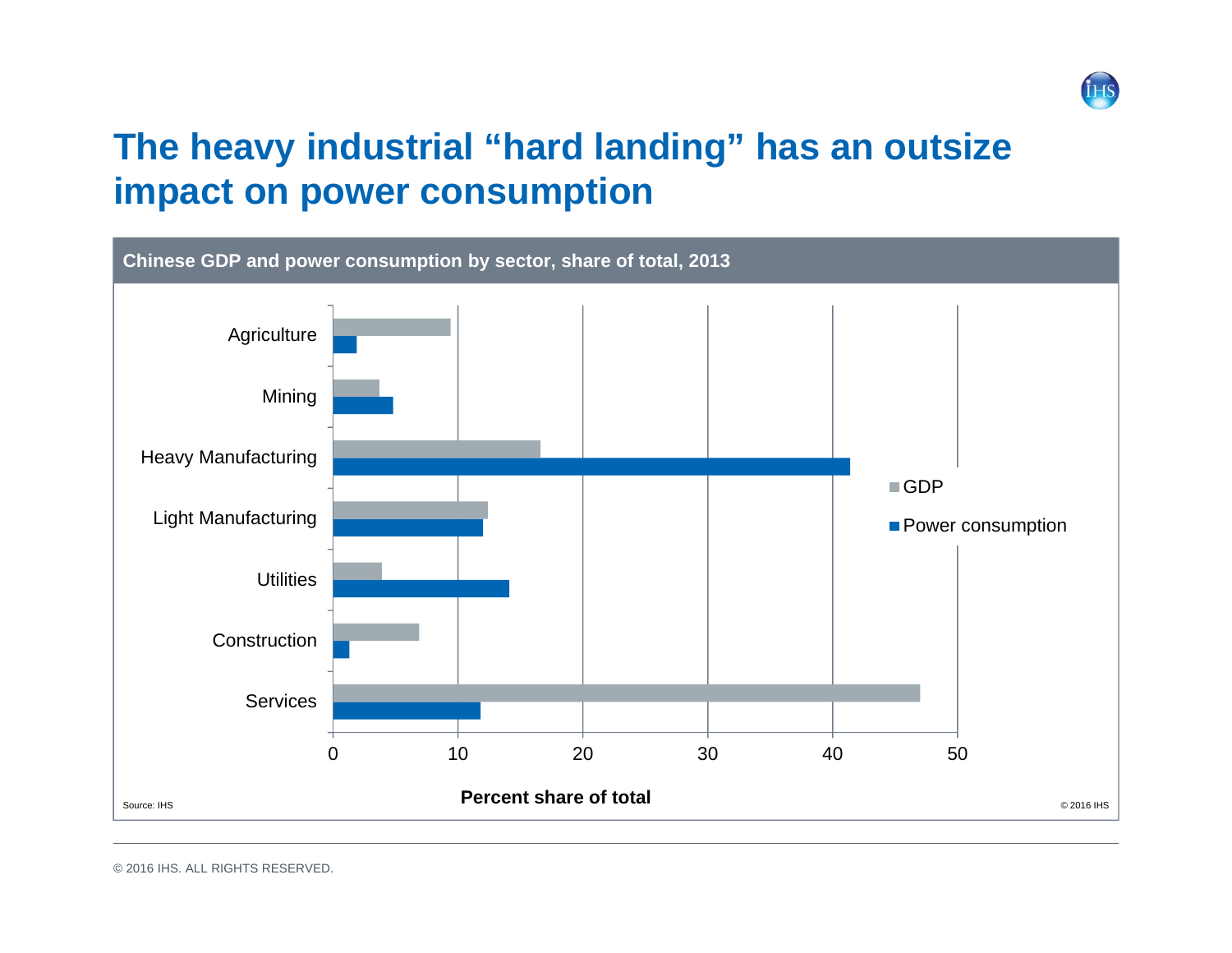# The heavy industrial "hard landing" has an outsize impact on power consumption

**Chinese GDP and power consumption by sector, share of total, 2013**

Agriculture

Mining

Heavy Manufacturing

Light Manufacturing

Utilities

Construction

Services

0 10 20 30 40 50

**Percent share of total**

GDP

Power consumption

Source: IHS

© 2016 IHS

© 2016 IHS. ALL RIGHTS RESERVED.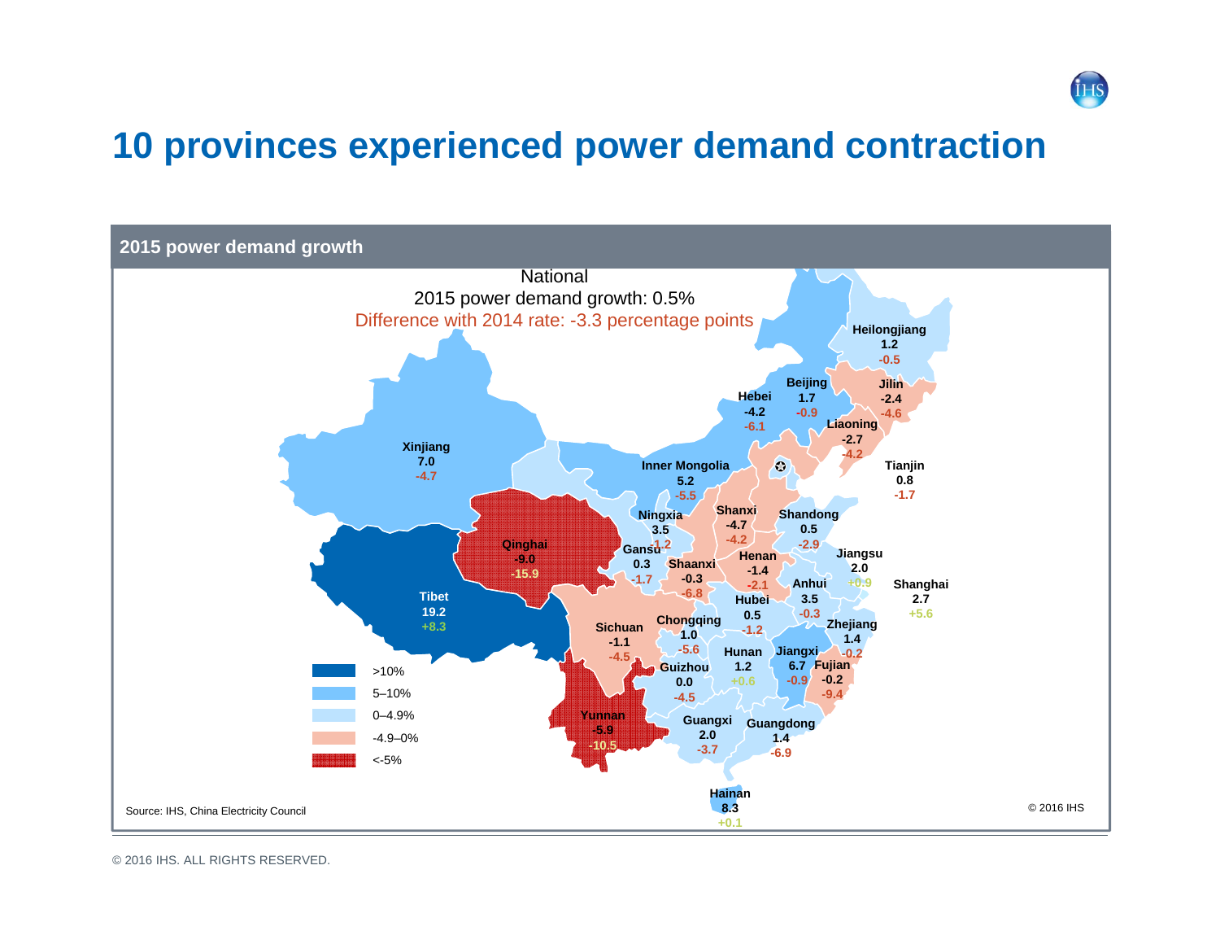# 10 provinces experienced power demand contraction

## 2015 power demand growth

National
2015 power demand growth: 0.5%
Difference with 2014 rate: -3.3 percentage points

| Province | 2015 growth | Difference with 2014 rate |
|---|---|---|
| Heilongjiang | 1.2 | -0.5 |
| Jilin | -2.4 | -4.6 |
| Beijing | 1.7 | -0.9 |
| Hebei | -4.2 | -6.1 |
| Liaoning | -2.7 | -4.2 |
| Tianjin | 0.8 | -1.7 |
| Xinjiang | 7.0 | -4.7 |
| Inner Mongolia | 5.2 | -5.5 |
| Ningxia | 3.5 | -1.2 |
| Shanxi | -4.7 | -4.2 |
| Shandong | 0.5 | -2.9 |
| Qinghai | -9.0 | -15.9 |
| Gansu | 0.3 | -1.7 |
| Shaanxi | -0.3 | -6.8 |
| Henan | -1.4 | -2.1 |
| Jiangsu | 2.0 | +0.9 |
| Anhui | 3.5 | -0.3 |
| Shanghai | 2.7 | +5.6 |
| Tibet | 19.2 | +8.3 |
| Hubei | 0.5 | -1.2 |
| Chongqing | 1.0 | -5.6 |
| Sichuan | -1.1 | -4.5 |
| Zhejiang | 1.4 | -0.2 |
| Hunan | 1.2 | +0.6 |
| Jiangxi | 6.7 | -0.9 |
| Fujian | -0.2 | -9.4 |
| Guizhou | 0.0 | -4.5 |
| Yunnan | -5.9 | -10.5 |
| Guangxi | 2.0 | -3.7 |
| Guangdong | 1.4 | -6.9 |
| Hainan | 8.3 | +0.1 |

Legend: >10%; 5–10%; 0–4.9%; -4.9–0%; <-5%

Source: IHS, China Electricity Council

© 2016 IHS

© 2016 IHS. ALL RIGHTS RESERVED.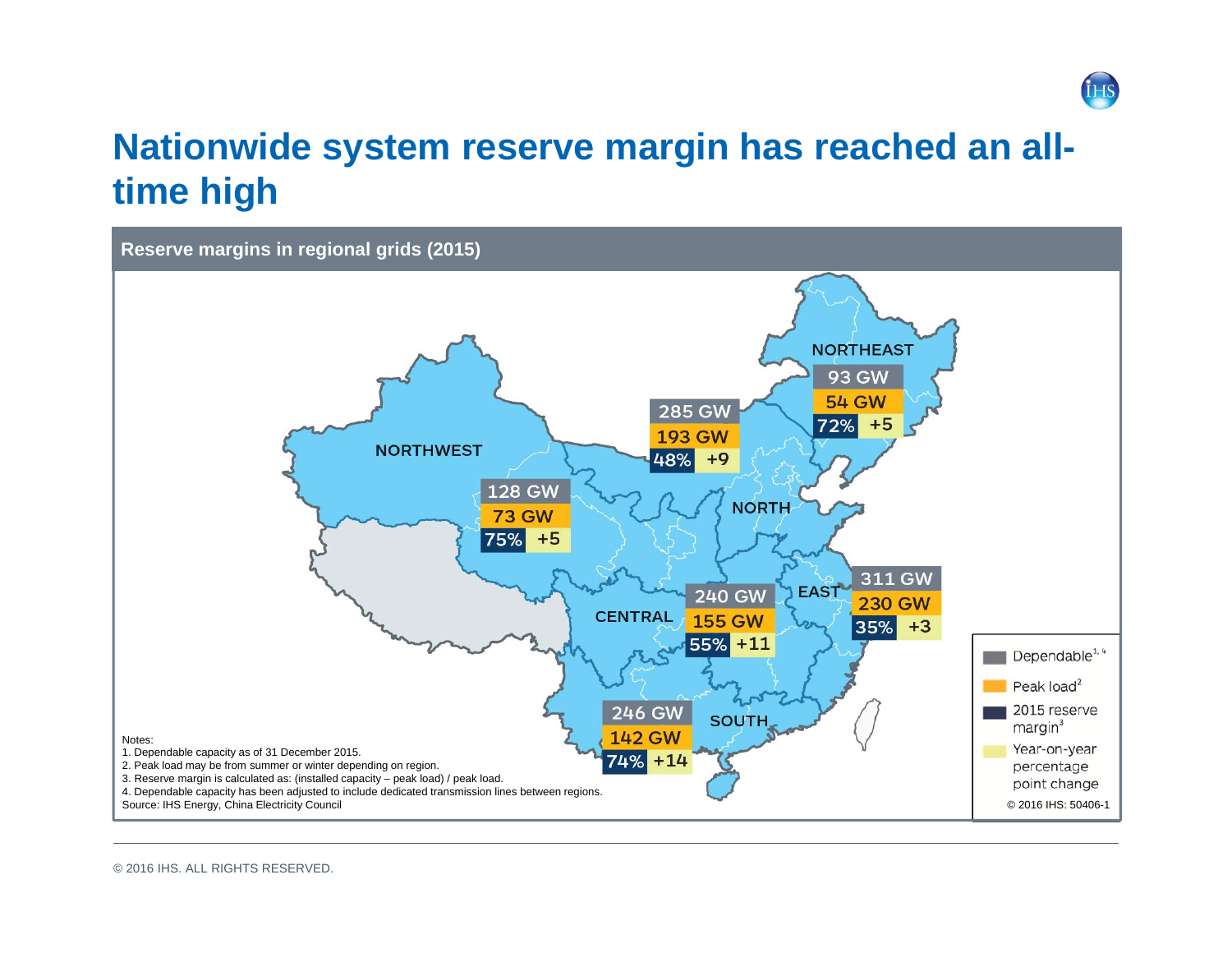# Nationwide system reserve margin has reached an all-time high

**Reserve margins in regional grids (2015)**

| Region | Dependable[1,4] | Peak load[2] | 2015 reserve margin[3] | Year-on-year percentage point change |
|---|---|---|---|---|
| NORTHEAST | 93 GW | 54 GW | 72% | +5 |
| NORTH | 285 GW | 193 GW | 48% | +9 |
| NORTHWEST | 128 GW | 73 GW | 75% | +5 |
| CENTRAL | 240 GW | 155 GW | 55% | +11 |
| EAST | 311 GW | 230 GW | 35% | +3 |
| SOUTH | 246 GW | 142 GW | 74% | +14 |

Notes:
1. Dependable capacity as of 31 December 2015.
2. Peak load may be from summer or winter depending on region.
3. Reserve margin is calculated as: (installed capacity – peak load) / peak load.
4. Dependable capacity has been adjusted to include dedicated transmission lines between regions.

Source: IHS Energy, China Electricity Council

© 2016 IHS: 50406-1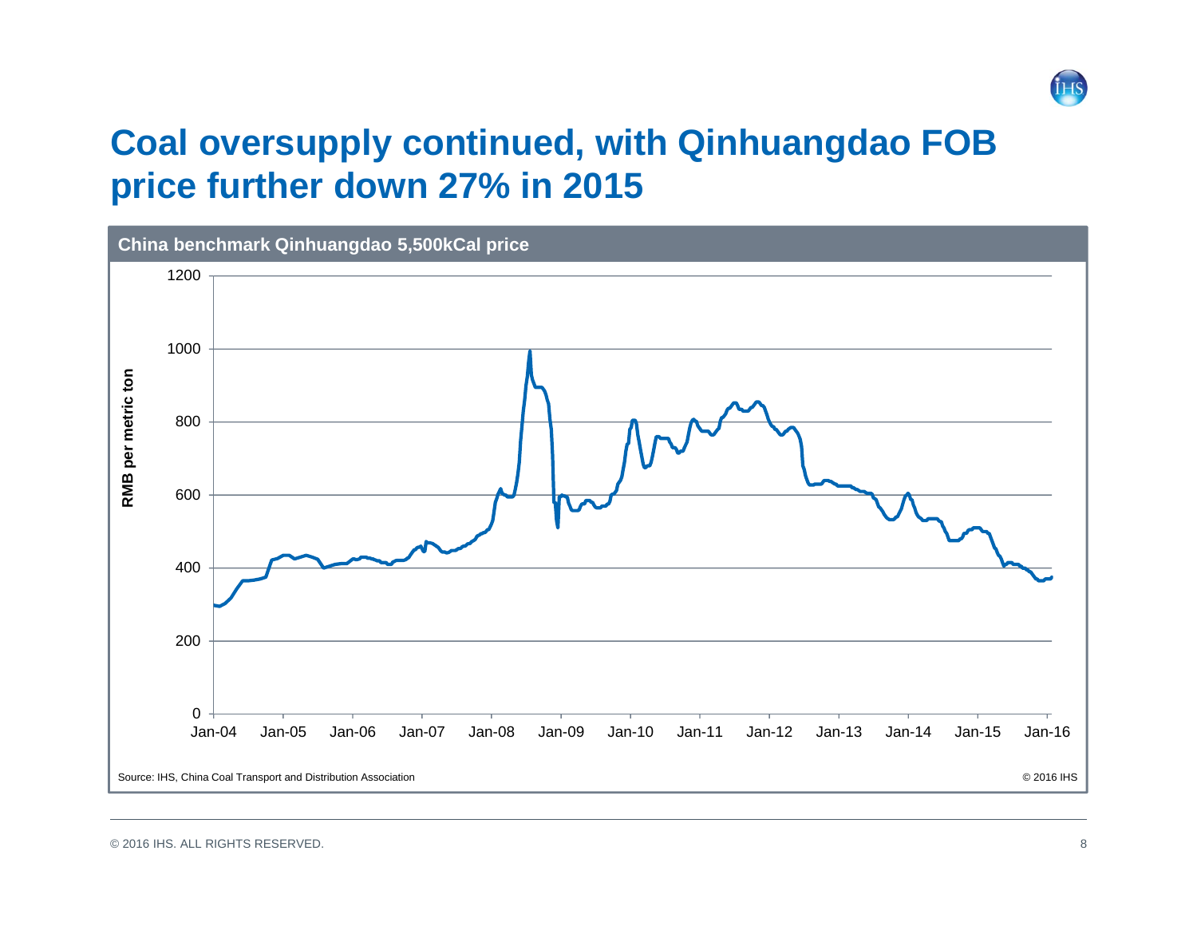# Coal oversupply continued, with Qinhuangdao FOB price further down 27% in 2015

**China benchmark Qinhuangdao 5,500kCal price**

Source: IHS, China Coal Transport and Distribution Association

© 2016 IHS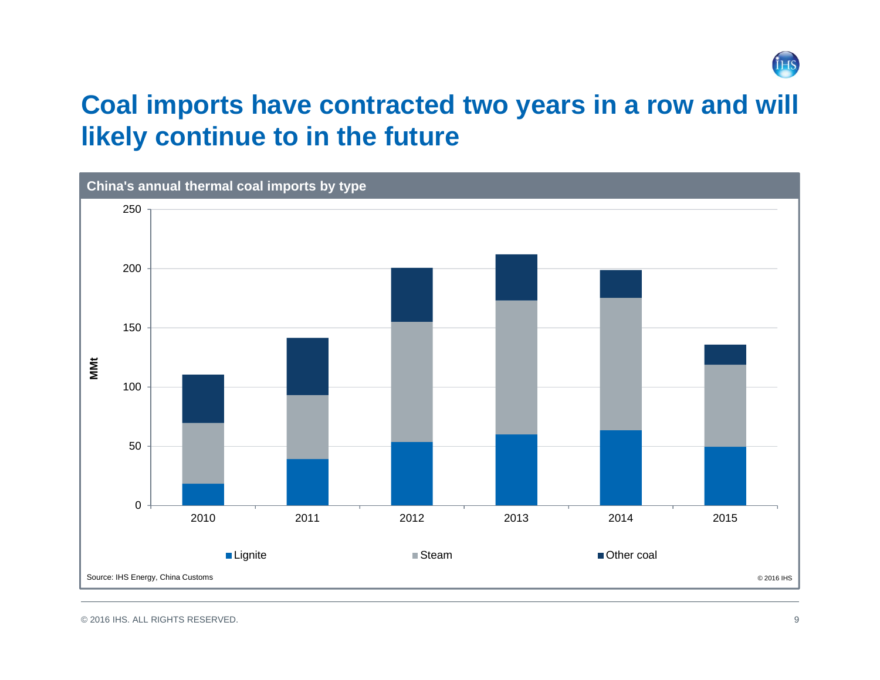# Coal imports have contracted two years in a row and will likely continue to in the future

**China's annual thermal coal imports by type**

MMt

Lignite | Steam | Other coal

2010, 2011, 2012, 2013, 2014, 2015

Source: IHS Energy, China Customs

© 2016 IHS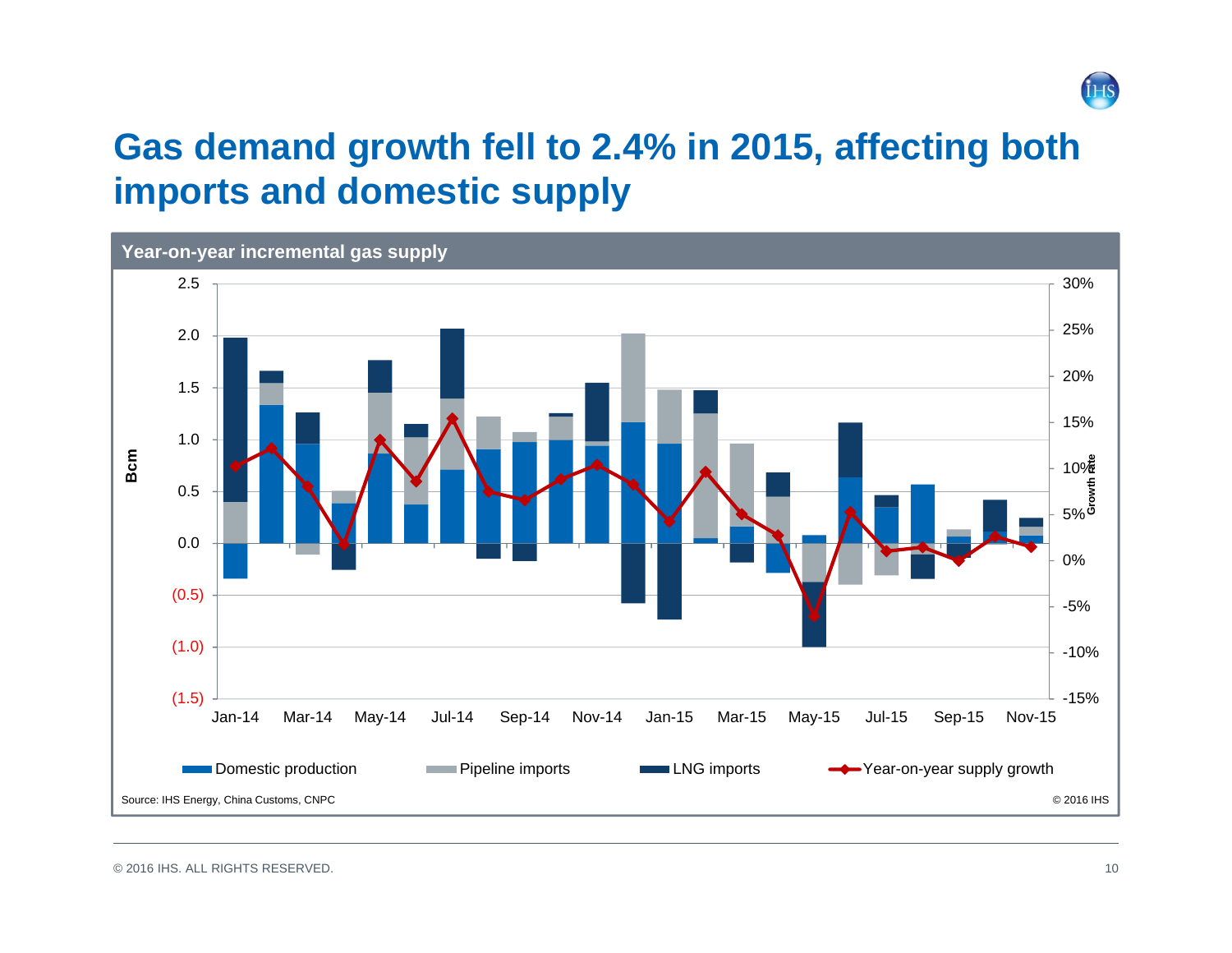# Gas demand growth fell to 2.4% in 2015, affecting both imports and domestic supply

**Year-on-year incremental gas supply**

Bcm

2.5
2.0
1.5
1.0
0.5
0.0
(0.5)
(1.0)
(1.5)

30%
25%
20%
15%
10%
5%
0%
-5%
-10%
-15%

Growth Rate

Jan-14 Mar-14 May-14 Jul-14 Sep-14 Nov-14 Jan-15 Mar-15 May-15 Jul-15 Sep-15 Nov-15

Domestic production | Pipeline imports | LNG imports | Year-on-year supply growth

Source: IHS Energy, China Customs, CNPC

© 2016 IHS

© 2016 IHS. ALL RIGHTS RESERVED.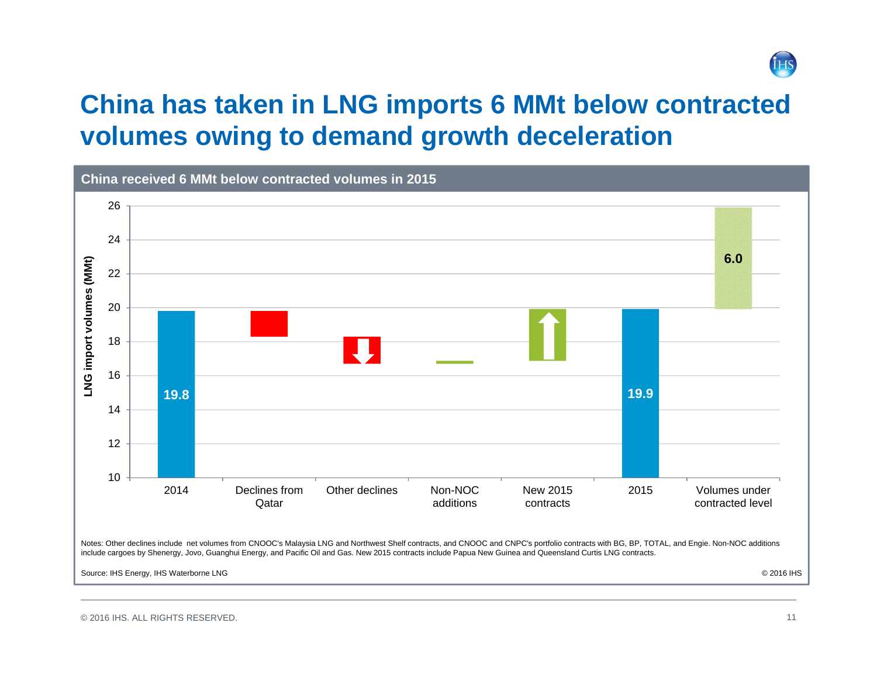# China has taken in LNG imports 6 MMt below contracted volumes owing to demand growth deceleration

**China received 6 MMt below contracted volumes in 2015**

| Category | LNG import volumes (MMt) |
|---|---|
| 2014 | 19.8 |
| Declines from Qatar | |
| Other declines | |
| Non-NOC additions | |
| New 2015 contracts | |
| 2015 | 19.9 |
| Volumes under contracted level | 6.0 |

Notes: Other declines include net volumes from CNOOC's Malaysia LNG and Northwest Shelf contracts, and CNOOC and CNPC's portfolio contracts with BG, BP, TOTAL, and Engie. Non-NOC additions include cargoes by Shenergy, Jovo, Guanghui Energy, and Pacific Oil and Gas. New 2015 contracts include Papua New Guinea and Queensland Curtis LNG contracts.

Source: IHS Energy, IHS Waterborne LNG

© 2016 IHS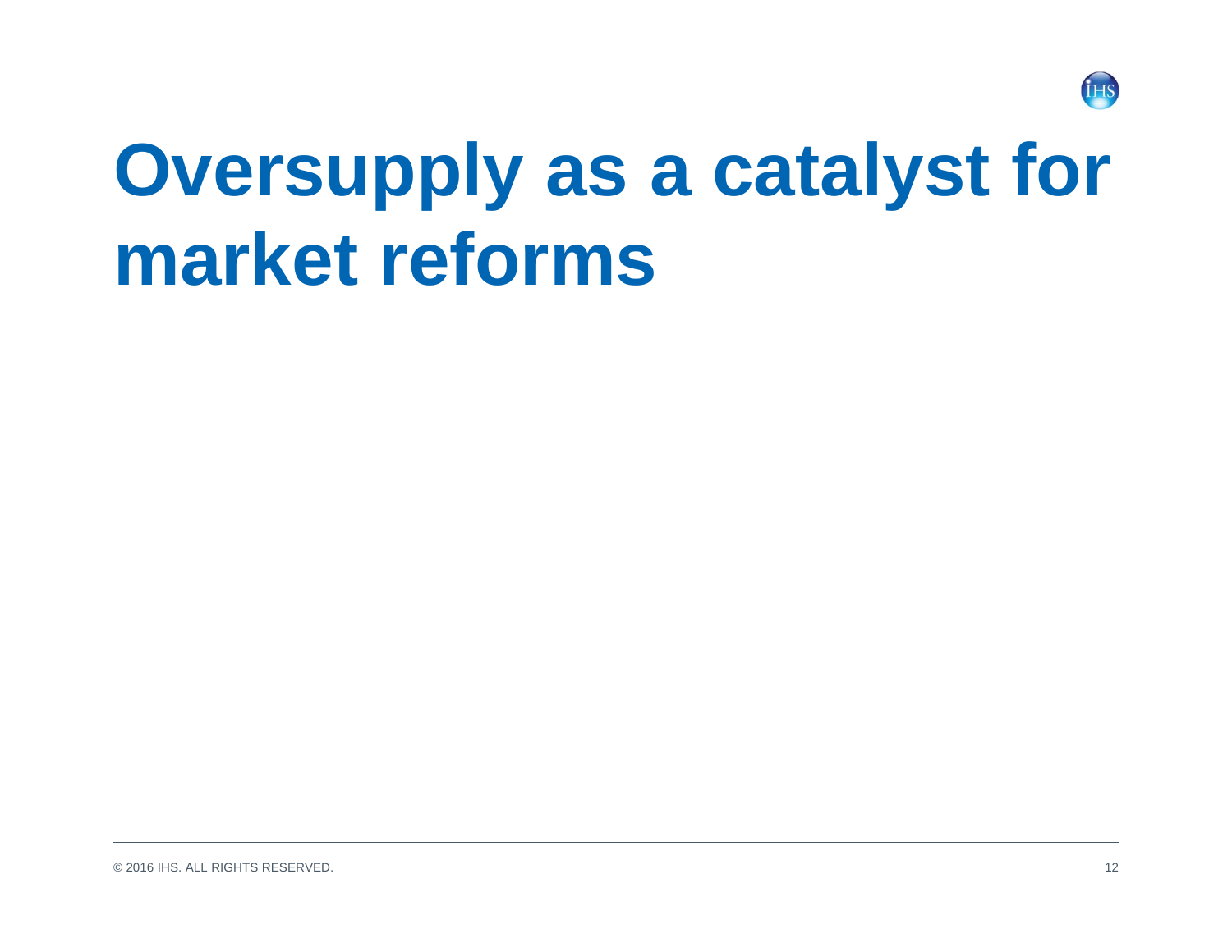# Oversupply as a catalyst for market reforms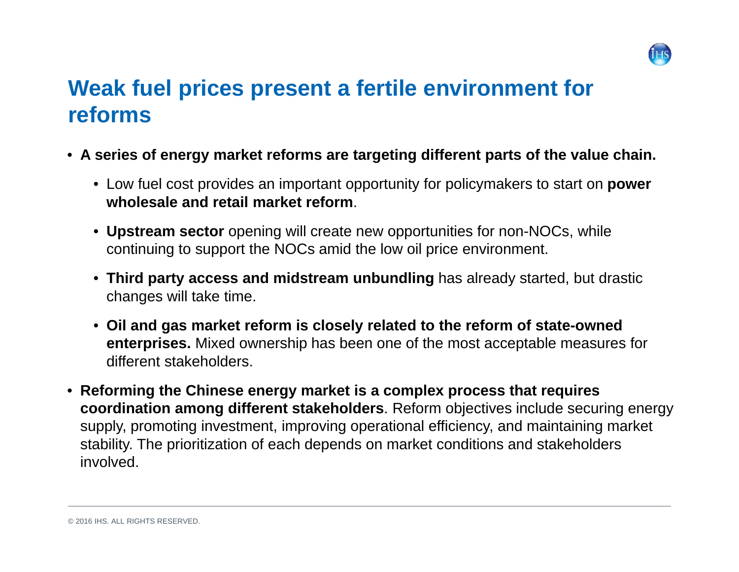# Weak fuel prices present a fertile environment for reforms

- **A series of energy market reforms are targeting different parts of the value chain.**
  - Low fuel cost provides an important opportunity for policymakers to start on **power wholesale and retail market reform**.
  - **Upstream sector** opening will create new opportunities for non-NOCs, while continuing to support the NOCs amid the low oil price environment.
  - **Third party access and midstream unbundling** has already started, but drastic changes will take time.
  - **Oil and gas market reform is closely related to the reform of state-owned enterprises.** Mixed ownership has been one of the most acceptable measures for different stakeholders.
- **Reforming the Chinese energy market is a complex process that requires coordination among different stakeholders**. Reform objectives include securing energy supply, promoting investment, improving operational efficiency, and maintaining market stability. The prioritization of each depends on market conditions and stakeholders involved.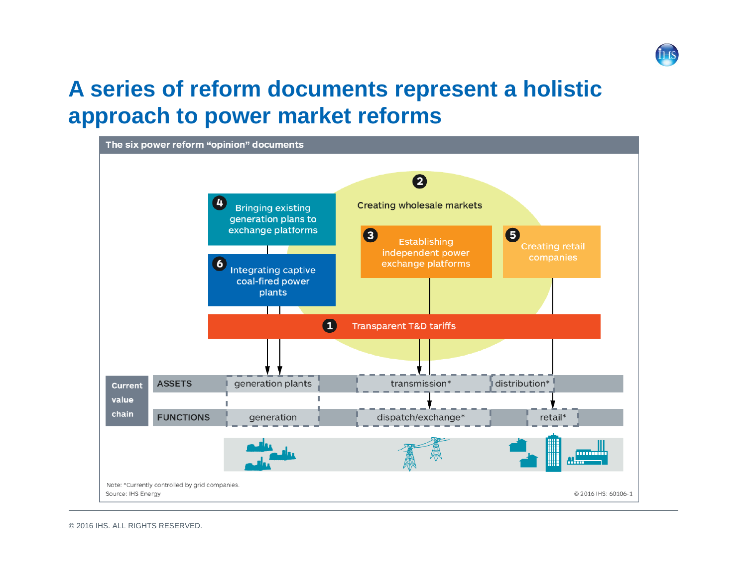# A series of reform documents represent a holistic approach to power market reforms

**The six power reform "opinion" documents**

2 Creating wholesale markets

4 Bringing existing generation plans to exchange platforms

6 Integrating captive coal-fired power plants

3 Establishing independent power exchange platforms

5 Creating retail companies

1 Transparent T&D tariffs

| Current value chain | | | | | |
|---|---|---|---|---|---|
| ASSETS | generation plants | transmission* | distribution* | |
| FUNCTIONS | generation | dispatch/exchange* | | retail* |

Note: *Currently controlled by grid companies.

Source: IHS Energy

© 2016 IHS: 60106-1

© 2016 IHS. ALL RIGHTS RESERVED.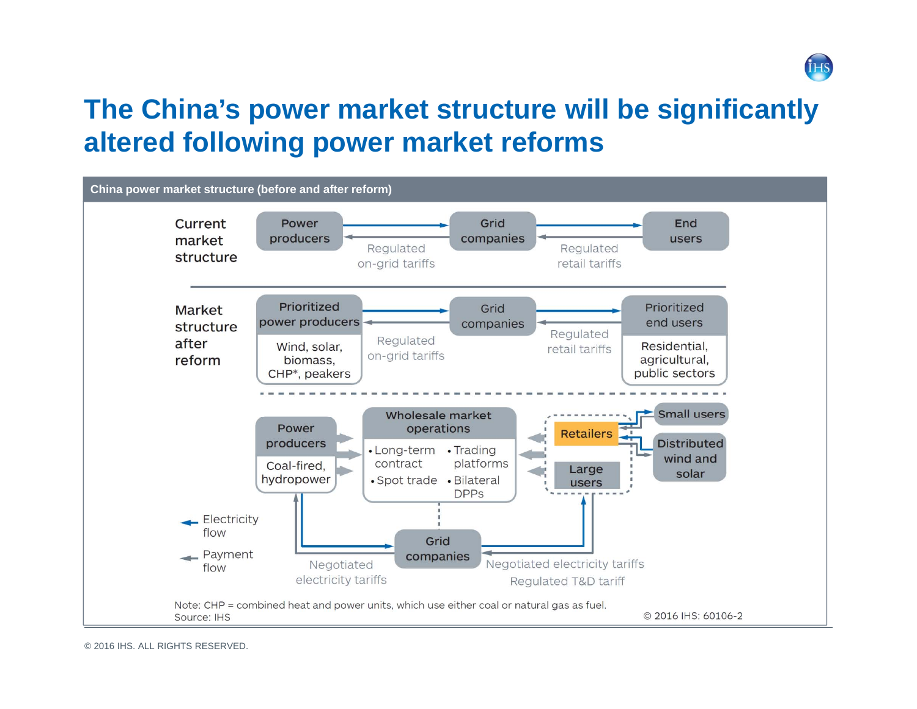# The China's power market structure will be significantly altered following power market reforms

**China power market structure (before and after reform)**

**Current market structure**

Power producers → Grid companies → End users

Regulated on-grid tariffs | Regulated retail tariffs

**Market structure after reform**

Prioritized power producers (Wind, solar, biomass, CHP*, peakers) → Grid companies → Prioritized end users (Residential, agricultural, public sectors)

Regulated on-grid tariffs | Regulated retail tariffs

Power producers (Coal-fired, hydropower) → Wholesale market operations (• Long-term contract • Trading platforms • Spot trade • Bilateral DPPs) ← Retailers / Large users

Retailers → Small users; Distributed wind and solar

Grid companies

Negotiated electricity tariffs | Negotiated electricity tariffs | Regulated T&D tariff

Electricity flow

Payment flow

Note: CHP = combined heat and power units, which use either coal or natural gas as fuel.
Source: IHS

© 2016 IHS: 60106-2

© 2016 IHS. ALL RIGHTS RESERVED.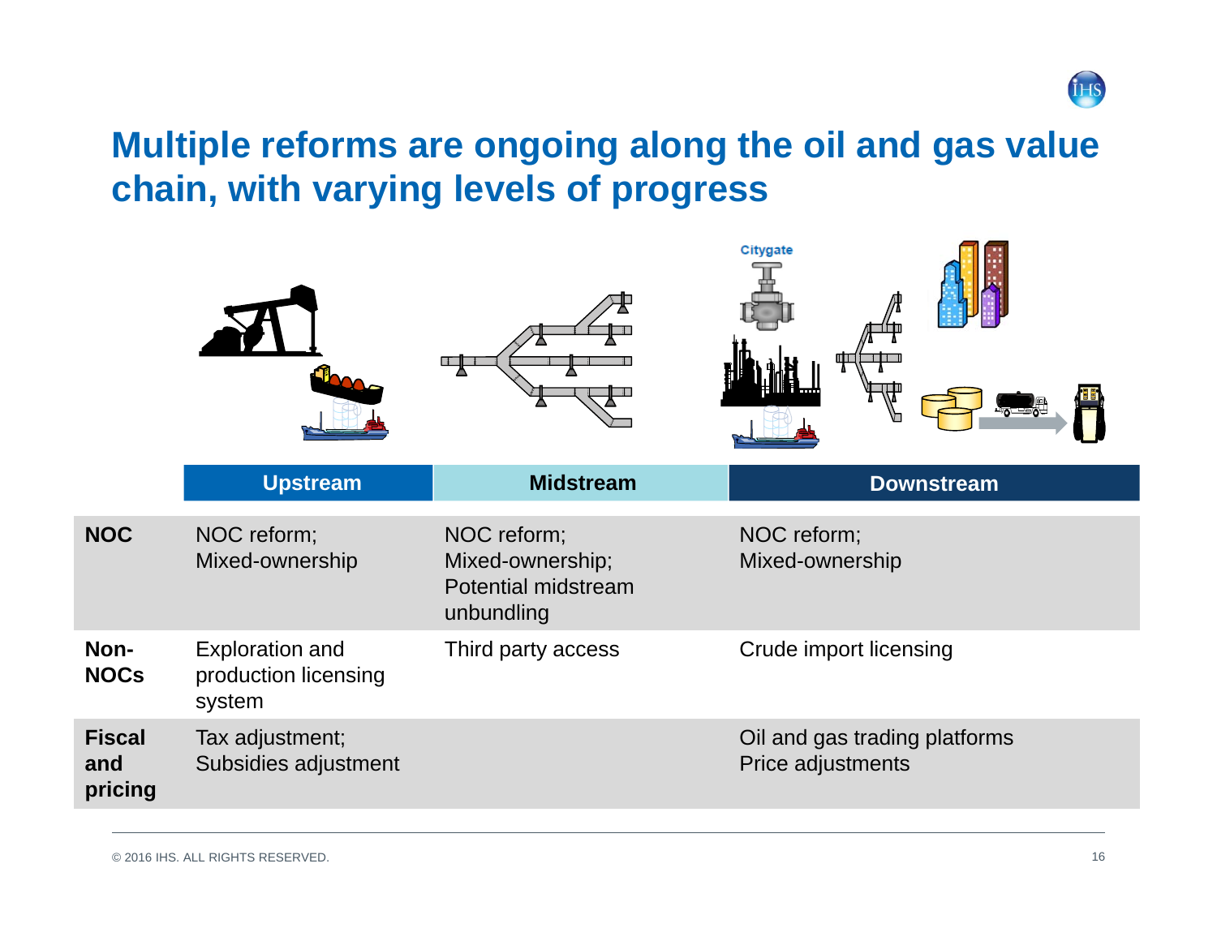# Multiple reforms are ongoing along the oil and gas value chain, with varying levels of progress

| | Upstream | Midstream | Downstream |
|---|---|---|---|
| **NOC** | NOC reform; Mixed-ownership | NOC reform; Mixed-ownership; Potential midstream unbundling | NOC reform; Mixed-ownership |
| **Non-NOCs** | Exploration and production licensing system | Third party access | Crude import licensing |
| **Fiscal and pricing** | Tax adjustment; Subsidies adjustment | | Oil and gas trading platforms<br>Price adjustments |

© 2016 IHS. ALL RIGHTS RESERVED.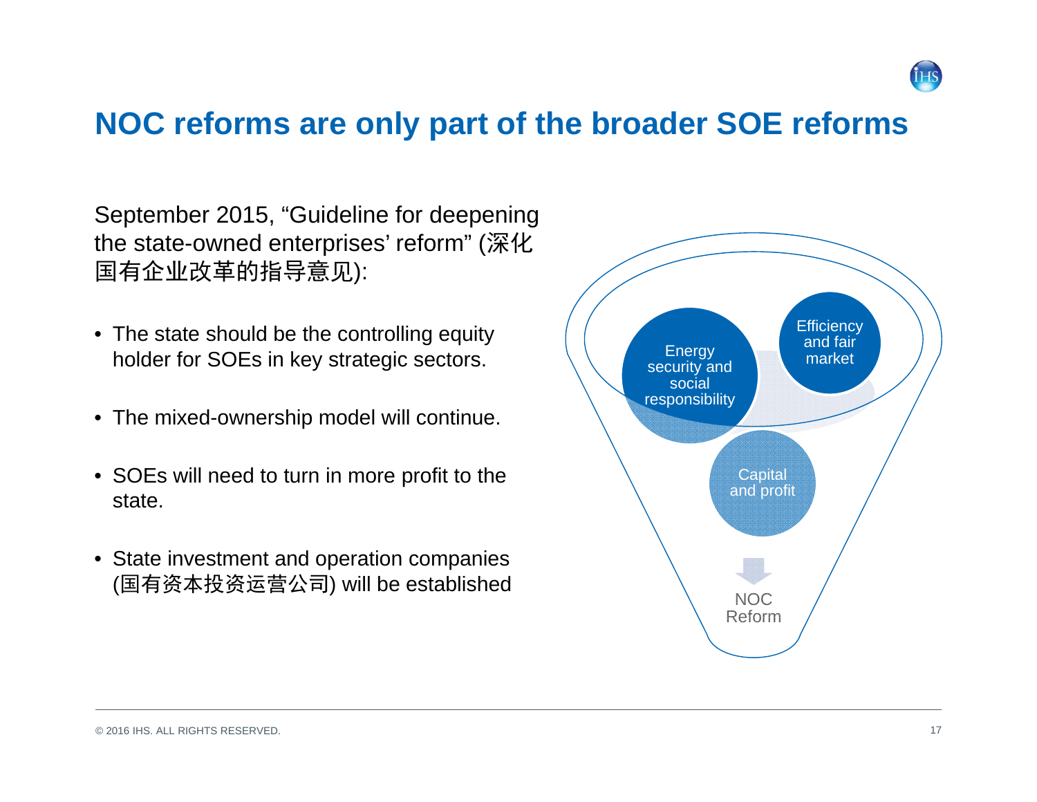# NOC reforms are only part of the broader SOE reforms

September 2015, “Guideline for deepening the state-owned enterprises’ reform” (深化国有企业改革的指导意见):

- The state should be the controlling equity holder for SOEs in key strategic sectors.
- The mixed-ownership model will continue.
- SOEs will need to turn in more profit to the state.
- State investment and operation companies (国有资本投资运营公司) will be established

Energy security and social responsibility

Efficiency and fair market

Capital and profit

NOC Reform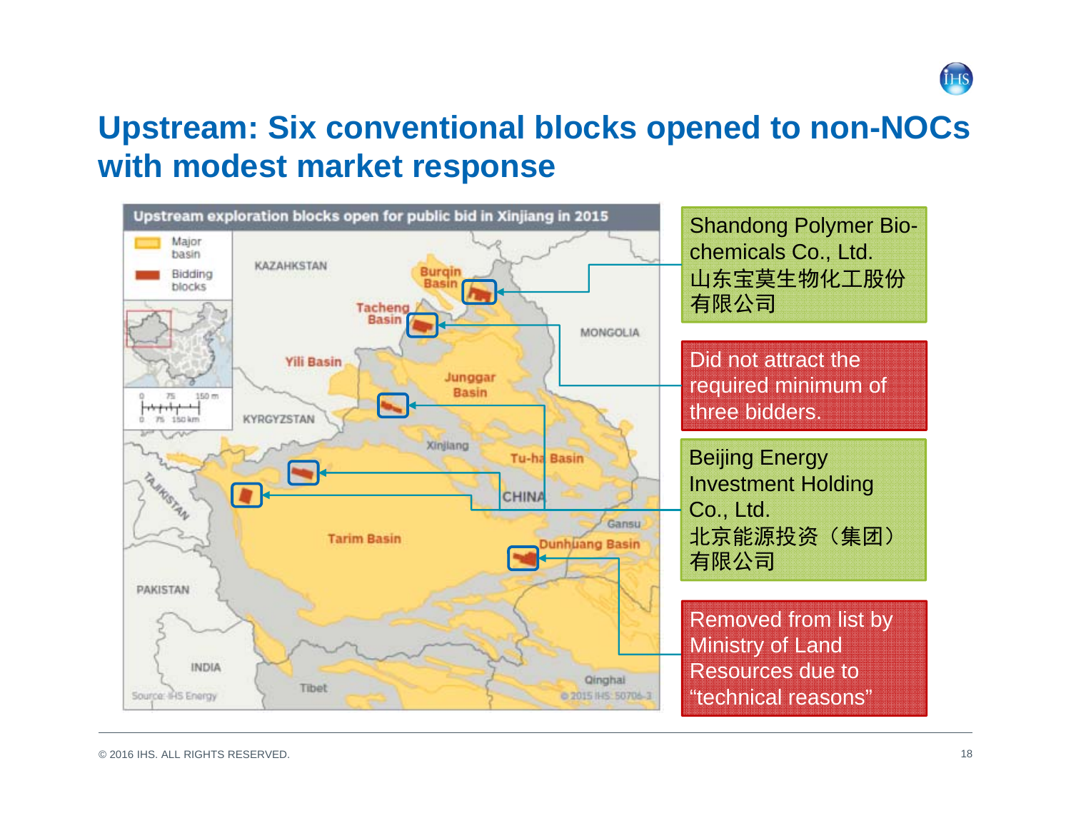# Upstream: Six conventional blocks opened to non-NOCs with modest market response

**Upstream exploration blocks open for public bid in Xinjiang in 2015**

Major basin

Bidding blocks

KAZAKHSTAN, Burqin Basin, Tacheng Basin, MONGOLIA, Yili Basin, Junggar Basin, KYRGYZSTAN, Xinjiang, Tu-ha Basin, CHINA, TAJIKISTAN, Gansu, Tarim Basin, Dunhuang Basin, PAKISTAN, INDIA, Tibet, Qinghai

Source: IHS Energy

© 2015 IHS: 50706-3

Shandong Polymer Bio-chemicals Co., Ltd.
山东宝莫生物化工股份有限公司

Did not attract the required minimum of three bidders.

Beijing Energy Investment Holding Co., Ltd.
北京能源投资（集团）有限公司

Removed from list by Ministry of Land Resources due to "technical reasons"

© 2016 IHS. ALL RIGHTS RESERVED.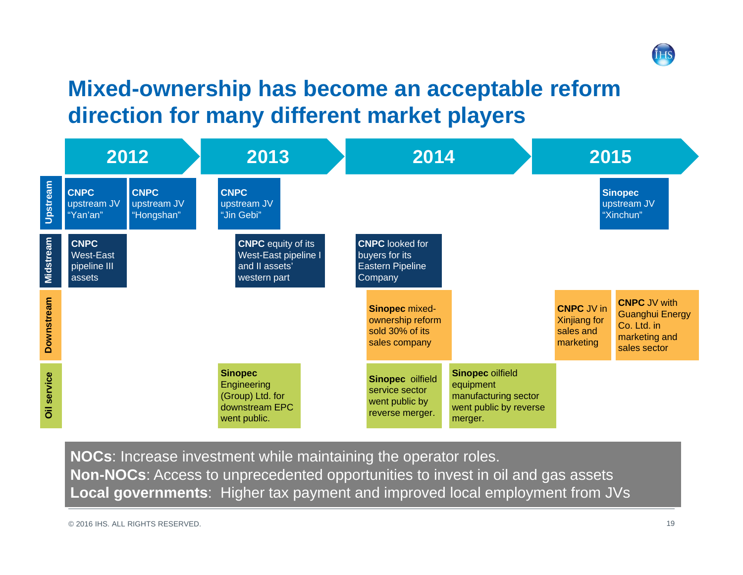# Mixed-ownership has become an acceptable reform direction for many different market players

| | 2012 | 2013 | 2014 | 2015 |
|---|---|---|---|---|
| **Upstream** | **CNPC** upstream JV "Yan'an"; **CNPC** upstream JV "Hongshan" | **CNPC** upstream JV "Jin Gebi" | | **Sinopec** upstream JV "Xinchun" |
| **Midstream** | **CNPC** West-East pipeline III assets | **CNPC** equity of its West-East pipeline I and II assets' western part | **CNPC** looked for buyers for its Eastern Pipeline Company | |
| **Downstream** | | | **Sinopec** mixed-ownership reform sold 30% of its sales company | **CNPC** JV in Xinjiang for sales and marketing; **CNPC** JV with Guanghui Energy Co. Ltd. in marketing and sales sector |
| **Oil service** | | **Sinopec** Engineering (Group) Ltd. for downstream EPC went public. | **Sinopec** oilfield service sector went public by reverse merger.; **Sinopec** oilfield equipment manufacturing sector went public by reverse merger. | |

**NOCs**: Increase investment while maintaining the operator roles.
**Non-NOCs**: Access to unprecedented opportunities to invest in oil and gas assets
**Local governments**: Higher tax payment and improved local employment from JVs

© 2016 IHS. ALL RIGHTS RESERVED.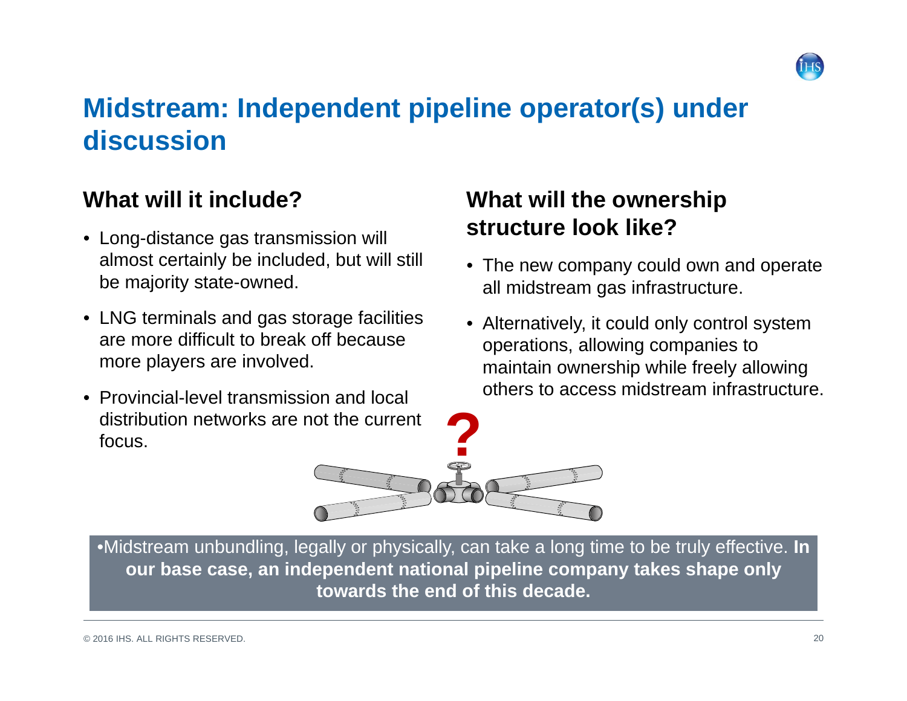# Midstream: Independent pipeline operator(s) under discussion

## What will it include?

- Long-distance gas transmission will almost certainly be included, but will still be majority state-owned.
- LNG terminals and gas storage facilities are more difficult to break off because more players are involved.
- Provincial-level transmission and local distribution networks are not the current focus.

## What will the ownership structure look like?

- The new company could own and operate all midstream gas infrastructure.
- Alternatively, it could only control system operations, allowing companies to maintain ownership while freely allowing others to access midstream infrastructure.

•Midstream unbundling, legally or physically, can take a long time to be truly effective. **In our base case, an independent national pipeline company takes shape only towards the end of this decade.**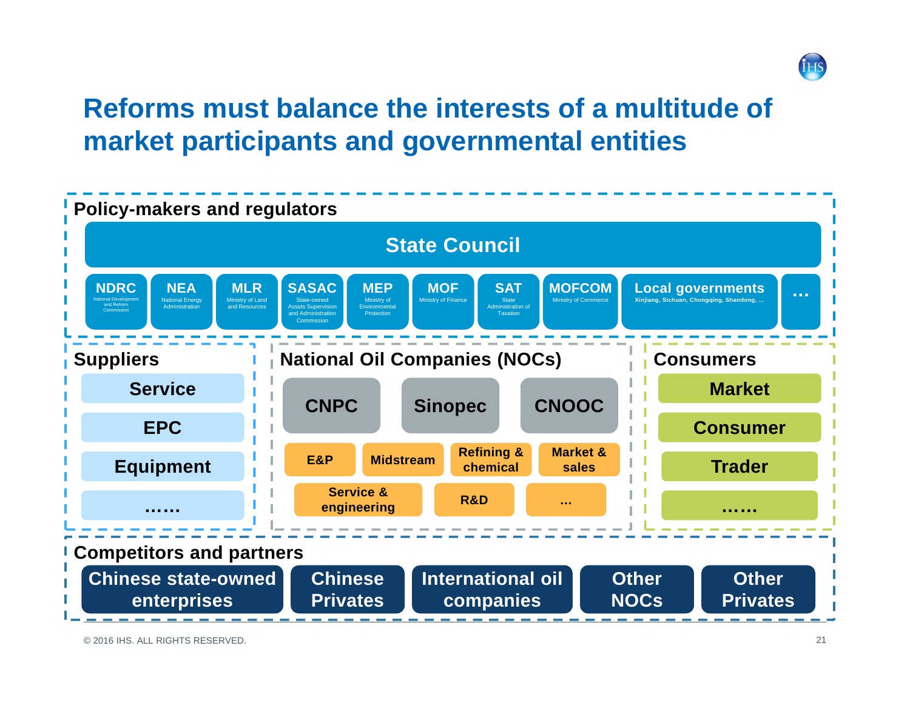# Reforms must balance the interests of a multitude of market participants and governmental entities

## Policy-makers and regulators

**State Council**

- **NDRC** – National Development and Reform Commission
- **NEA** – National Energy Administration
- **MLR** – Ministry of Land and Resources
- **SASAC** – State-owned Assets Supervision and Administration Commission
- **MEP** – Ministry of Environmental Protection
- **MOF** – Ministry of Finance
- **SAT** – State Administration of Taxation
- **MOFCOM** – Ministry of Commerce
- **Local governments** – Xinjiang, Sichuan, Chongqing, Shandong, ...
- **…**

## Suppliers

- Service
- EPC
- Equipment
- ……

## National Oil Companies (NOCs)

- CNPC
- Sinopec
- CNOOC

- E&P
- Midstream
- Refining & chemical
- Market & sales
- Service & engineering
- R&D
- ...

## Consumers

- Market
- Consumer
- Trader
- ……

## Competitors and partners

- Chinese state-owned enterprises
- Chinese Privates
- International oil companies
- Other NOCs
- Other Privates

© 2016 IHS. ALL RIGHTS RESERVED.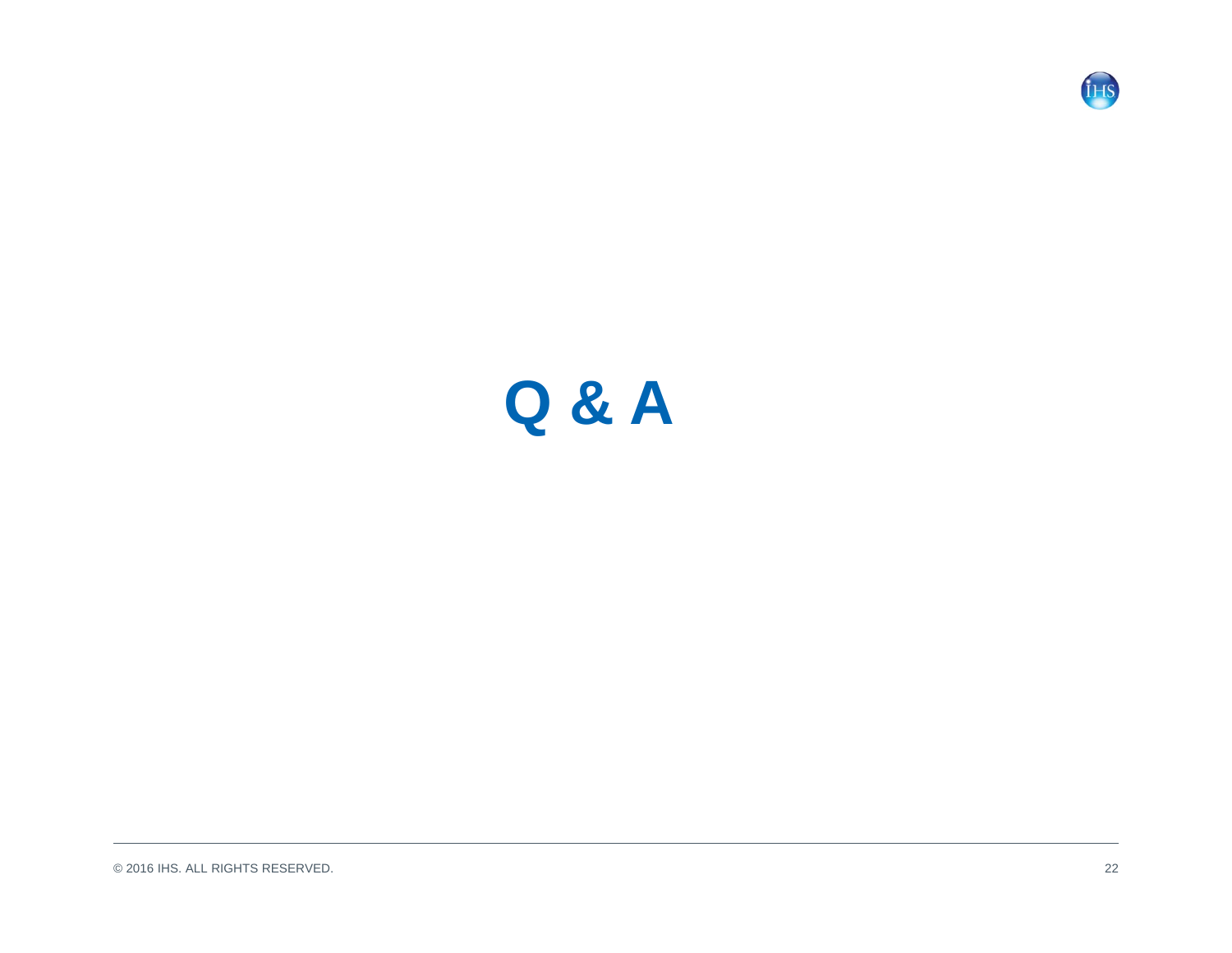# Q & A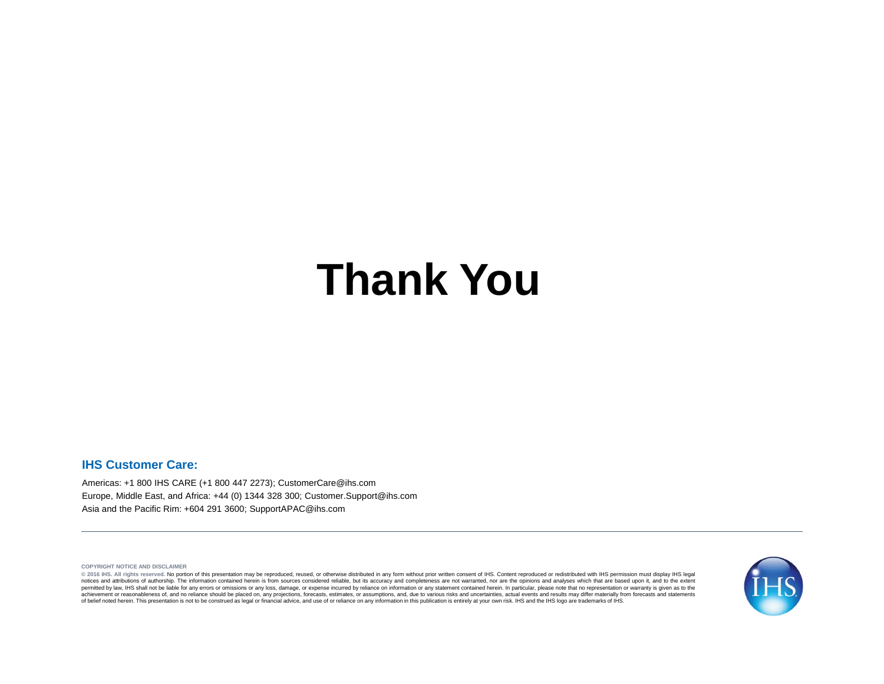# Thank You

**IHS Customer Care:**

Americas: +1 800 IHS CARE (+1 800 447 2273); CustomerCare@ihs.com
Europe, Middle East, and Africa: +44 (0) 1344 328 300; Customer.Support@ihs.com
Asia and the Pacific Rim: +604 291 3600; SupportAPAC@ihs.com

---

**COPYRIGHT NOTICE AND DISCLAIMER**

**© 2016 IHS. All rights reserved.** No portion of this presentation may be reproduced, reused, or otherwise distributed in any form without prior written consent of IHS. Content reproduced or redistributed with IHS permission must display IHS legal notices and attributions of authorship. The information contained herein is from sources considered reliable, but its accuracy and completeness are not warranted, nor are the opinions and analyses which that are based upon it, and to the extent permitted by law, IHS shall not be liable for any errors or omissions or any loss, damage, or expense incurred by reliance on information or any statement contained herein. In particular, please note that no representation or warranty is given as to the achievement or reasonableness of, and no reliance should be placed on, any projections, forecasts, estimates, or assumptions, and, due to various risks and uncertainties, actual events and results may differ materially from forecasts and statements of belief noted herein. This presentation is not to be construed as legal or financial advice, and use of or reliance on any information in this publication is entirely at your own risk. IHS and the IHS logo are trademarks of IHS.